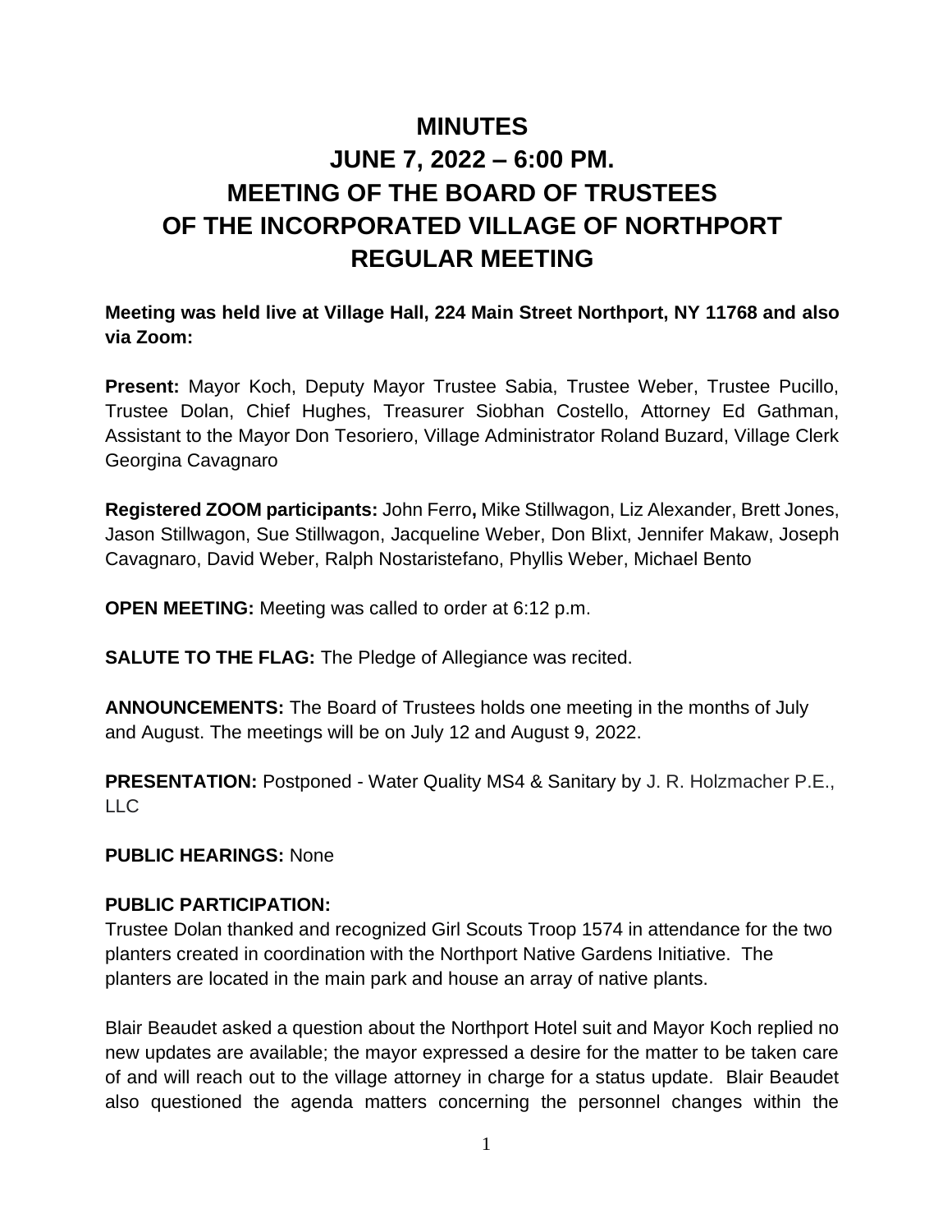# MINUTES
# JUNE 7, 2022 – 6:00 PM.
# MEETING OF THE BOARD OF TRUSTEES
# OF THE INCORPORATED VILLAGE OF NORTHPORT
# REGULAR MEETING

**Meeting was held live at Village Hall, 224 Main Street Northport, NY 11768 and also via Zoom:**

**Present:** Mayor Koch, Deputy Mayor Trustee Sabia, Trustee Weber, Trustee Pucillo, Trustee Dolan, Chief Hughes, Treasurer Siobhan Costello, Attorney Ed Gathman, Assistant to the Mayor Don Tesoriero, Village Administrator Roland Buzard, Village Clerk Georgina Cavagnaro

**Registered ZOOM participants:** John Ferro**,** Mike Stillwagon, Liz Alexander, Brett Jones, Jason Stillwagon, Sue Stillwagon, Jacqueline Weber, Don Blixt, Jennifer Makaw, Joseph Cavagnaro, David Weber, Ralph Nostaristefano, Phyllis Weber, Michael Bento

**OPEN MEETING:** Meeting was called to order at 6:12 p.m.

**SALUTE TO THE FLAG:** The Pledge of Allegiance was recited.

**ANNOUNCEMENTS:** The Board of Trustees holds one meeting in the months of July and August. The meetings will be on July 12 and August 9, 2022.

**PRESENTATION:** Postponed - Water Quality MS4 & Sanitary by J. R. Holzmacher P.E., LLC

**PUBLIC HEARINGS:** None

**PUBLIC PARTICIPATION:**

Trustee Dolan thanked and recognized Girl Scouts Troop 1574 in attendance for the two planters created in coordination with the Northport Native Gardens Initiative. The planters are located in the main park and house an array of native plants.

Blair Beaudet asked a question about the Northport Hotel suit and Mayor Koch replied no new updates are available; the mayor expressed a desire for the matter to be taken care of and will reach out to the village attorney in charge for a status update. Blair Beaudet also questioned the agenda matters concerning the personnel changes within the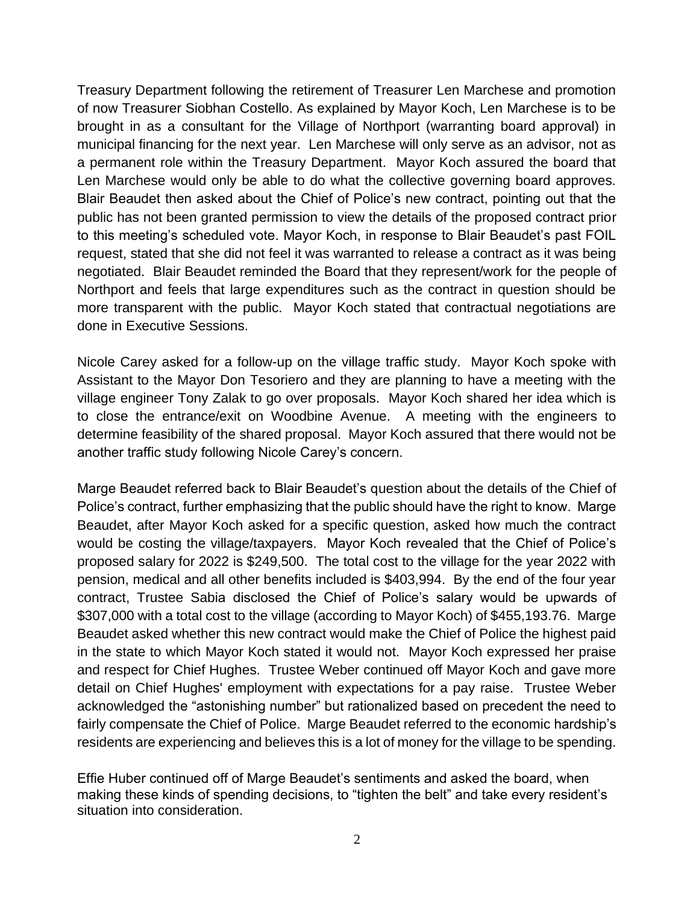Treasury Department following the retirement of Treasurer Len Marchese and promotion of now Treasurer Siobhan Costello. As explained by Mayor Koch, Len Marchese is to be brought in as a consultant for the Village of Northport (warranting board approval) in municipal financing for the next year. Len Marchese will only serve as an advisor, not as a permanent role within the Treasury Department. Mayor Koch assured the board that Len Marchese would only be able to do what the collective governing board approves. Blair Beaudet then asked about the Chief of Police's new contract, pointing out that the public has not been granted permission to view the details of the proposed contract prior to this meeting's scheduled vote. Mayor Koch, in response to Blair Beaudet's past FOIL request, stated that she did not feel it was warranted to release a contract as it was being negotiated. Blair Beaudet reminded the Board that they represent/work for the people of Northport and feels that large expenditures such as the contract in question should be more transparent with the public. Mayor Koch stated that contractual negotiations are done in Executive Sessions.

Nicole Carey asked for a follow-up on the village traffic study. Mayor Koch spoke with Assistant to the Mayor Don Tesoriero and they are planning to have a meeting with the village engineer Tony Zalak to go over proposals. Mayor Koch shared her idea which is to close the entrance/exit on Woodbine Avenue. A meeting with the engineers to determine feasibility of the shared proposal. Mayor Koch assured that there would not be another traffic study following Nicole Carey's concern.

Marge Beaudet referred back to Blair Beaudet's question about the details of the Chief of Police's contract, further emphasizing that the public should have the right to know. Marge Beaudet, after Mayor Koch asked for a specific question, asked how much the contract would be costing the village/taxpayers. Mayor Koch revealed that the Chief of Police's proposed salary for 2022 is $249,500. The total cost to the village for the year 2022 with pension, medical and all other benefits included is $403,994. By the end of the four year contract, Trustee Sabia disclosed the Chief of Police's salary would be upwards of $307,000 with a total cost to the village (according to Mayor Koch) of $455,193.76. Marge Beaudet asked whether this new contract would make the Chief of Police the highest paid in the state to which Mayor Koch stated it would not. Mayor Koch expressed her praise and respect for Chief Hughes. Trustee Weber continued off Mayor Koch and gave more detail on Chief Hughes' employment with expectations for a pay raise. Trustee Weber acknowledged the "astonishing number" but rationalized based on precedent the need to fairly compensate the Chief of Police. Marge Beaudet referred to the economic hardship's residents are experiencing and believes this is a lot of money for the village to be spending.

Effie Huber continued off of Marge Beaudet's sentiments and asked the board, when making these kinds of spending decisions, to "tighten the belt" and take every resident's situation into consideration.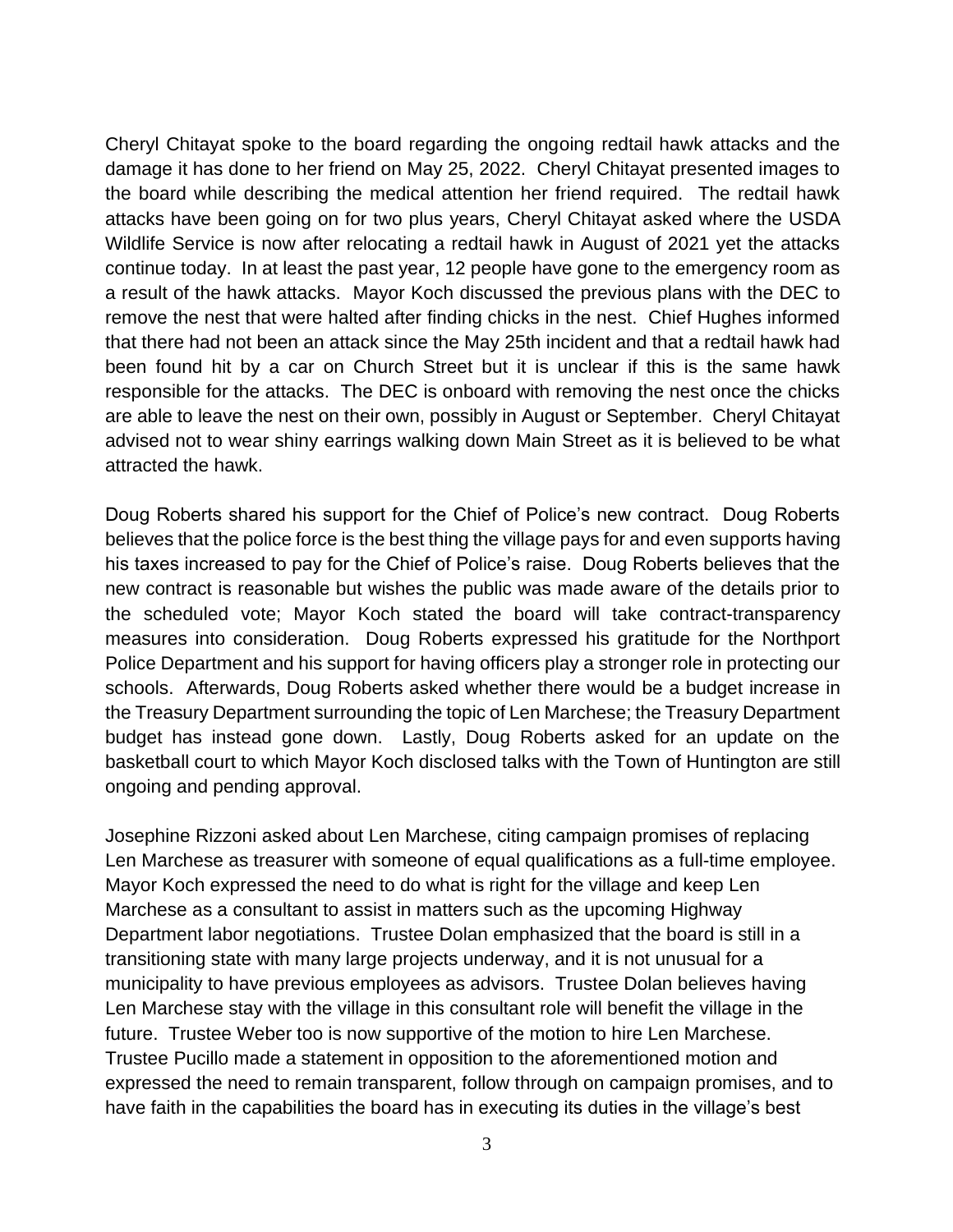Cheryl Chitayat spoke to the board regarding the ongoing redtail hawk attacks and the damage it has done to her friend on May 25, 2022. Cheryl Chitayat presented images to the board while describing the medical attention her friend required. The redtail hawk attacks have been going on for two plus years, Cheryl Chitayat asked where the USDA Wildlife Service is now after relocating a redtail hawk in August of 2021 yet the attacks continue today. In at least the past year, 12 people have gone to the emergency room as a result of the hawk attacks. Mayor Koch discussed the previous plans with the DEC to remove the nest that were halted after finding chicks in the nest. Chief Hughes informed that there had not been an attack since the May 25th incident and that a redtail hawk had been found hit by a car on Church Street but it is unclear if this is the same hawk responsible for the attacks. The DEC is onboard with removing the nest once the chicks are able to leave the nest on their own, possibly in August or September. Cheryl Chitayat advised not to wear shiny earrings walking down Main Street as it is believed to be what attracted the hawk.

Doug Roberts shared his support for the Chief of Police's new contract. Doug Roberts believes that the police force is the best thing the village pays for and even supports having his taxes increased to pay for the Chief of Police's raise. Doug Roberts believes that the new contract is reasonable but wishes the public was made aware of the details prior to the scheduled vote; Mayor Koch stated the board will take contract-transparency measures into consideration. Doug Roberts expressed his gratitude for the Northport Police Department and his support for having officers play a stronger role in protecting our schools. Afterwards, Doug Roberts asked whether there would be a budget increase in the Treasury Department surrounding the topic of Len Marchese; the Treasury Department budget has instead gone down. Lastly, Doug Roberts asked for an update on the basketball court to which Mayor Koch disclosed talks with the Town of Huntington are still ongoing and pending approval.

Josephine Rizzoni asked about Len Marchese, citing campaign promises of replacing Len Marchese as treasurer with someone of equal qualifications as a full-time employee. Mayor Koch expressed the need to do what is right for the village and keep Len Marchese as a consultant to assist in matters such as the upcoming Highway Department labor negotiations. Trustee Dolan emphasized that the board is still in a transitioning state with many large projects underway, and it is not unusual for a municipality to have previous employees as advisors. Trustee Dolan believes having Len Marchese stay with the village in this consultant role will benefit the village in the future. Trustee Weber too is now supportive of the motion to hire Len Marchese. Trustee Pucillo made a statement in opposition to the aforementioned motion and expressed the need to remain transparent, follow through on campaign promises, and to have faith in the capabilities the board has in executing its duties in the village's best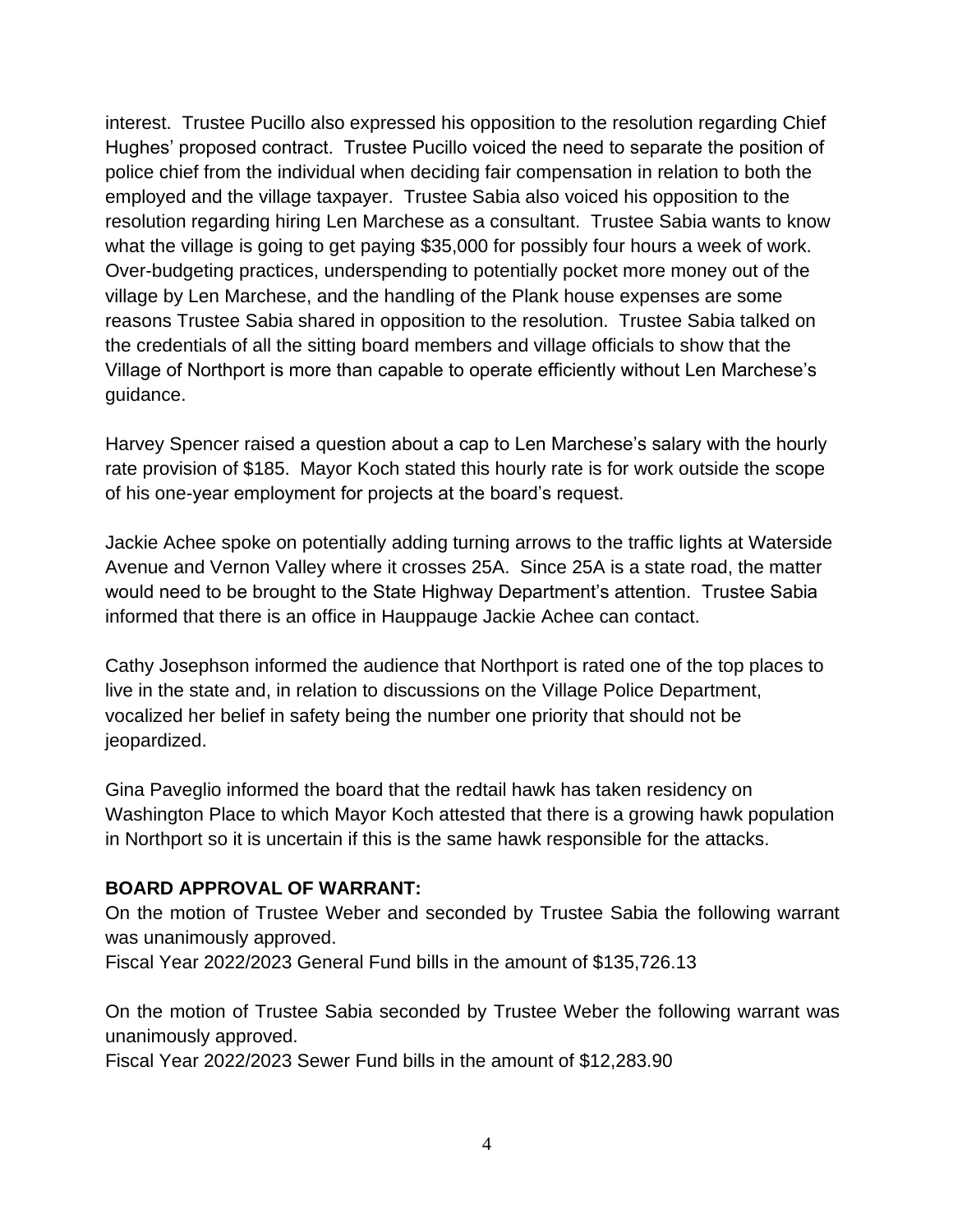interest. Trustee Pucillo also expressed his opposition to the resolution regarding Chief Hughes' proposed contract. Trustee Pucillo voiced the need to separate the position of police chief from the individual when deciding fair compensation in relation to both the employed and the village taxpayer. Trustee Sabia also voiced his opposition to the resolution regarding hiring Len Marchese as a consultant. Trustee Sabia wants to know what the village is going to get paying $35,000 for possibly four hours a week of work. Over-budgeting practices, underspending to potentially pocket more money out of the village by Len Marchese, and the handling of the Plank house expenses are some reasons Trustee Sabia shared in opposition to the resolution. Trustee Sabia talked on the credentials of all the sitting board members and village officials to show that the Village of Northport is more than capable to operate efficiently without Len Marchese's guidance.

Harvey Spencer raised a question about a cap to Len Marchese's salary with the hourly rate provision of $185. Mayor Koch stated this hourly rate is for work outside the scope of his one-year employment for projects at the board's request.

Jackie Achee spoke on potentially adding turning arrows to the traffic lights at Waterside Avenue and Vernon Valley where it crosses 25A. Since 25A is a state road, the matter would need to be brought to the State Highway Department's attention. Trustee Sabia informed that there is an office in Hauppauge Jackie Achee can contact.

Cathy Josephson informed the audience that Northport is rated one of the top places to live in the state and, in relation to discussions on the Village Police Department, vocalized her belief in safety being the number one priority that should not be jeopardized.

Gina Paveglio informed the board that the redtail hawk has taken residency on Washington Place to which Mayor Koch attested that there is a growing hawk population in Northport so it is uncertain if this is the same hawk responsible for the attacks.

**BOARD APPROVAL OF WARRANT:**

On the motion of Trustee Weber and seconded by Trustee Sabia the following warrant was unanimously approved.
Fiscal Year 2022/2023 General Fund bills in the amount of $135,726.13

On the motion of Trustee Sabia seconded by Trustee Weber the following warrant was unanimously approved.
Fiscal Year 2022/2023 Sewer Fund bills in the amount of $12,283.90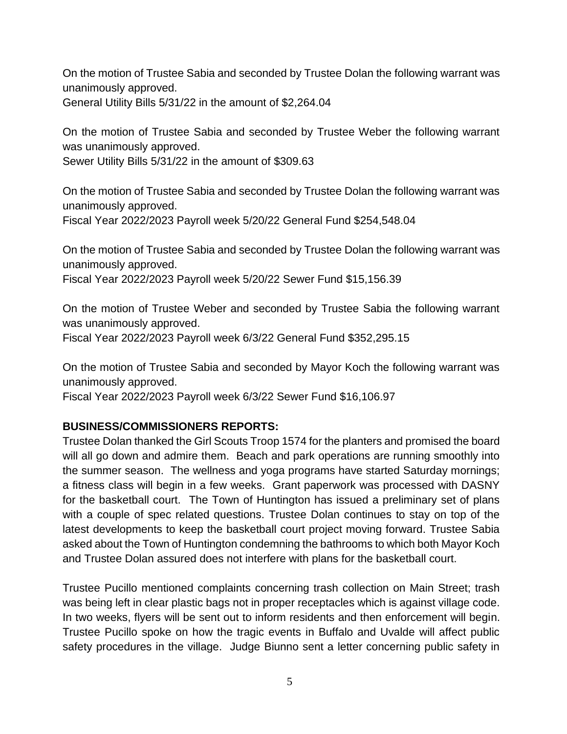On the motion of Trustee Sabia and seconded by Trustee Dolan the following warrant was unanimously approved.
General Utility Bills 5/31/22 in the amount of $2,264.04

On the motion of Trustee Sabia and seconded by Trustee Weber the following warrant was unanimously approved.
Sewer Utility Bills 5/31/22 in the amount of $309.63

On the motion of Trustee Sabia and seconded by Trustee Dolan the following warrant was unanimously approved.
Fiscal Year 2022/2023 Payroll week 5/20/22 General Fund $254,548.04

On the motion of Trustee Sabia and seconded by Trustee Dolan the following warrant was unanimously approved.
Fiscal Year 2022/2023 Payroll week 5/20/22 Sewer Fund $15,156.39

On the motion of Trustee Weber and seconded by Trustee Sabia the following warrant was unanimously approved.
Fiscal Year 2022/2023 Payroll week 6/3/22 General Fund $352,295.15

On the motion of Trustee Sabia and seconded by Mayor Koch the following warrant was unanimously approved.
Fiscal Year 2022/2023 Payroll week 6/3/22 Sewer Fund $16,106.97

**BUSINESS/COMMISSIONERS REPORTS:**
Trustee Dolan thanked the Girl Scouts Troop 1574 for the planters and promised the board will all go down and admire them. Beach and park operations are running smoothly into the summer season. The wellness and yoga programs have started Saturday mornings; a fitness class will begin in a few weeks. Grant paperwork was processed with DASNY for the basketball court. The Town of Huntington has issued a preliminary set of plans with a couple of spec related questions. Trustee Dolan continues to stay on top of the latest developments to keep the basketball court project moving forward. Trustee Sabia asked about the Town of Huntington condemning the bathrooms to which both Mayor Koch and Trustee Dolan assured does not interfere with plans for the basketball court.

Trustee Pucillo mentioned complaints concerning trash collection on Main Street; trash was being left in clear plastic bags not in proper receptacles which is against village code. In two weeks, flyers will be sent out to inform residents and then enforcement will begin. Trustee Pucillo spoke on how the tragic events in Buffalo and Uvalde will affect public safety procedures in the village. Judge Biunno sent a letter concerning public safety in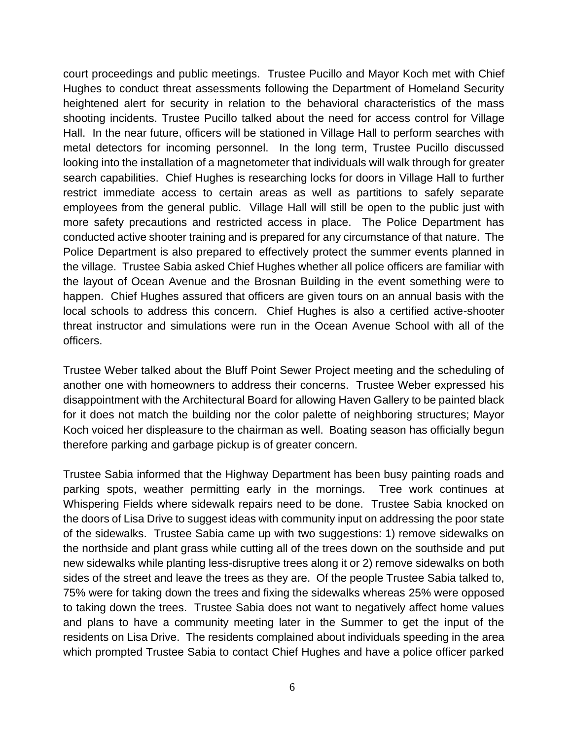court proceedings and public meetings. Trustee Pucillo and Mayor Koch met with Chief Hughes to conduct threat assessments following the Department of Homeland Security heightened alert for security in relation to the behavioral characteristics of the mass shooting incidents. Trustee Pucillo talked about the need for access control for Village Hall. In the near future, officers will be stationed in Village Hall to perform searches with metal detectors for incoming personnel. In the long term, Trustee Pucillo discussed looking into the installation of a magnetometer that individuals will walk through for greater search capabilities. Chief Hughes is researching locks for doors in Village Hall to further restrict immediate access to certain areas as well as partitions to safely separate employees from the general public. Village Hall will still be open to the public just with more safety precautions and restricted access in place. The Police Department has conducted active shooter training and is prepared for any circumstance of that nature. The Police Department is also prepared to effectively protect the summer events planned in the village. Trustee Sabia asked Chief Hughes whether all police officers are familiar with the layout of Ocean Avenue and the Brosnan Building in the event something were to happen. Chief Hughes assured that officers are given tours on an annual basis with the local schools to address this concern. Chief Hughes is also a certified active-shooter threat instructor and simulations were run in the Ocean Avenue School with all of the officers.

Trustee Weber talked about the Bluff Point Sewer Project meeting and the scheduling of another one with homeowners to address their concerns. Trustee Weber expressed his disappointment with the Architectural Board for allowing Haven Gallery to be painted black for it does not match the building nor the color palette of neighboring structures; Mayor Koch voiced her displeasure to the chairman as well. Boating season has officially begun therefore parking and garbage pickup is of greater concern.

Trustee Sabia informed that the Highway Department has been busy painting roads and parking spots, weather permitting early in the mornings. Tree work continues at Whispering Fields where sidewalk repairs need to be done. Trustee Sabia knocked on the doors of Lisa Drive to suggest ideas with community input on addressing the poor state of the sidewalks. Trustee Sabia came up with two suggestions: 1) remove sidewalks on the northside and plant grass while cutting all of the trees down on the southside and put new sidewalks while planting less-disruptive trees along it or 2) remove sidewalks on both sides of the street and leave the trees as they are. Of the people Trustee Sabia talked to, 75% were for taking down the trees and fixing the sidewalks whereas 25% were opposed to taking down the trees. Trustee Sabia does not want to negatively affect home values and plans to have a community meeting later in the Summer to get the input of the residents on Lisa Drive. The residents complained about individuals speeding in the area which prompted Trustee Sabia to contact Chief Hughes and have a police officer parked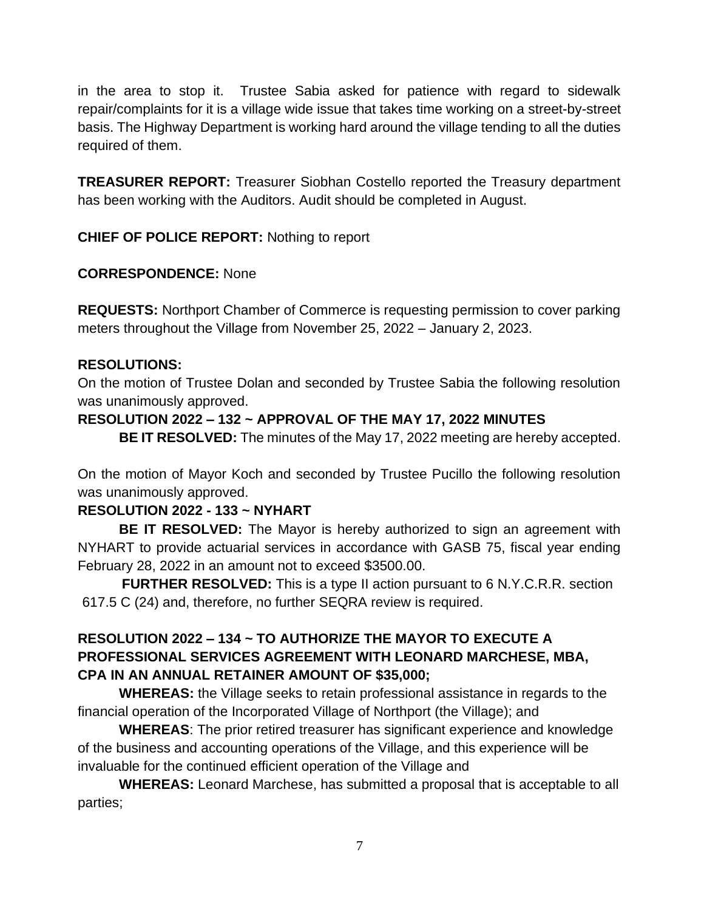in the area to stop it. Trustee Sabia asked for patience with regard to sidewalk repair/complaints for it is a village wide issue that takes time working on a street-by-street basis. The Highway Department is working hard around the village tending to all the duties required of them.

**TREASURER REPORT:** Treasurer Siobhan Costello reported the Treasury department has been working with the Auditors. Audit should be completed in August.

**CHIEF OF POLICE REPORT:** Nothing to report

**CORRESPONDENCE:** None

**REQUESTS:** Northport Chamber of Commerce is requesting permission to cover parking meters throughout the Village from November 25, 2022 – January 2, 2023.

**RESOLUTIONS:**

On the motion of Trustee Dolan and seconded by Trustee Sabia the following resolution was unanimously approved.

**RESOLUTION 2022 – 132 ~ APPROVAL OF THE MAY 17, 2022 MINUTES**

**BE IT RESOLVED:** The minutes of the May 17, 2022 meeting are hereby accepted.

On the motion of Mayor Koch and seconded by Trustee Pucillo the following resolution was unanimously approved.

**RESOLUTION 2022 - 133 ~ NYHART**

**BE IT RESOLVED:** The Mayor is hereby authorized to sign an agreement with NYHART to provide actuarial services in accordance with GASB 75, fiscal year ending February 28, 2022 in an amount not to exceed $3500.00.

**FURTHER RESOLVED:** This is a type II action pursuant to 6 N.Y.C.R.R. section 617.5 C (24) and, therefore, no further SEQRA review is required.

**RESOLUTION 2022 – 134 ~ TO AUTHORIZE THE MAYOR TO EXECUTE A PROFESSIONAL SERVICES AGREEMENT WITH LEONARD MARCHESE, MBA, CPA IN AN ANNUAL RETAINER AMOUNT OF $35,000;**

**WHEREAS:** the Village seeks to retain professional assistance in regards to the financial operation of the Incorporated Village of Northport (the Village); and

**WHEREAS**: The prior retired treasurer has significant experience and knowledge of the business and accounting operations of the Village, and this experience will be invaluable for the continued efficient operation of the Village and

**WHEREAS:** Leonard Marchese, has submitted a proposal that is acceptable to all parties;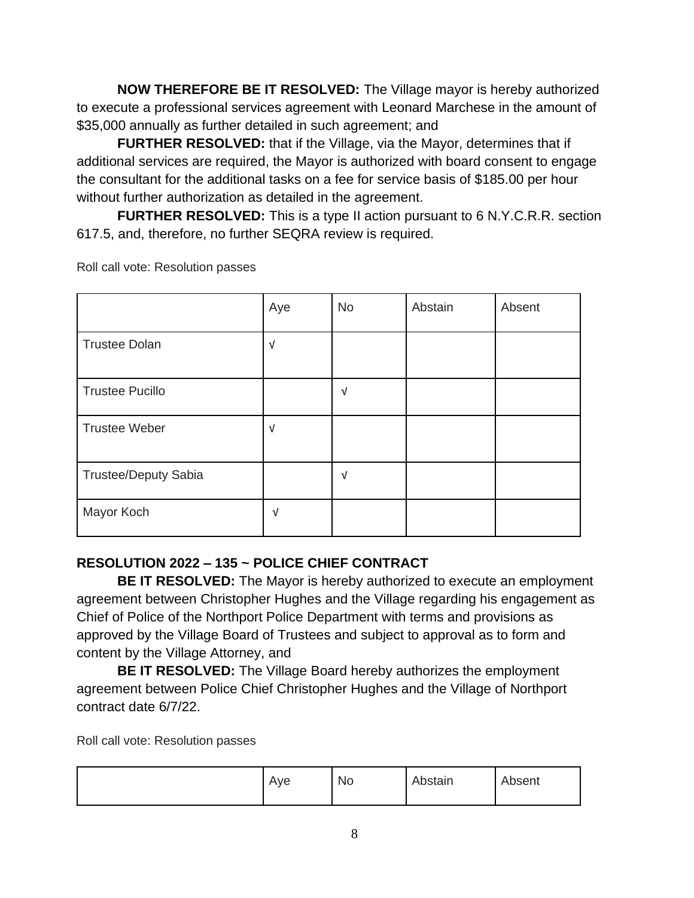**NOW THEREFORE BE IT RESOLVED:** The Village mayor is hereby authorized to execute a professional services agreement with Leonard Marchese in the amount of $35,000 annually as further detailed in such agreement; and

**FURTHER RESOLVED:** that if the Village, via the Mayor, determines that if additional services are required, the Mayor is authorized with board consent to engage the consultant for the additional tasks on a fee for service basis of $185.00 per hour without further authorization as detailed in the agreement.

**FURTHER RESOLVED:** This is a type II action pursuant to 6 N.Y.C.R.R. section 617.5, and, therefore, no further SEQRA review is required.

Roll call vote: Resolution passes

| | Aye | No | Abstain | Absent |
|---|---|---|---|---|
| Trustee Dolan | √ | | | |
| Trustee Pucillo | | √ | | |
| Trustee Weber | √ | | | |
| Trustee/Deputy Sabia | | √ | | |
| Mayor Koch | √ | | | |

**RESOLUTION 2022 – 135 ~ POLICE CHIEF CONTRACT**

**BE IT RESOLVED:** The Mayor is hereby authorized to execute an employment agreement between Christopher Hughes and the Village regarding his engagement as Chief of Police of the Northport Police Department with terms and provisions as approved by the Village Board of Trustees and subject to approval as to form and content by the Village Attorney, and

**BE IT RESOLVED:** The Village Board hereby authorizes the employment agreement between Police Chief Christopher Hughes and the Village of Northport contract date 6/7/22.

Roll call vote: Resolution passes

| | Aye | No | Abstain | Absent |
|---|---|---|---|---|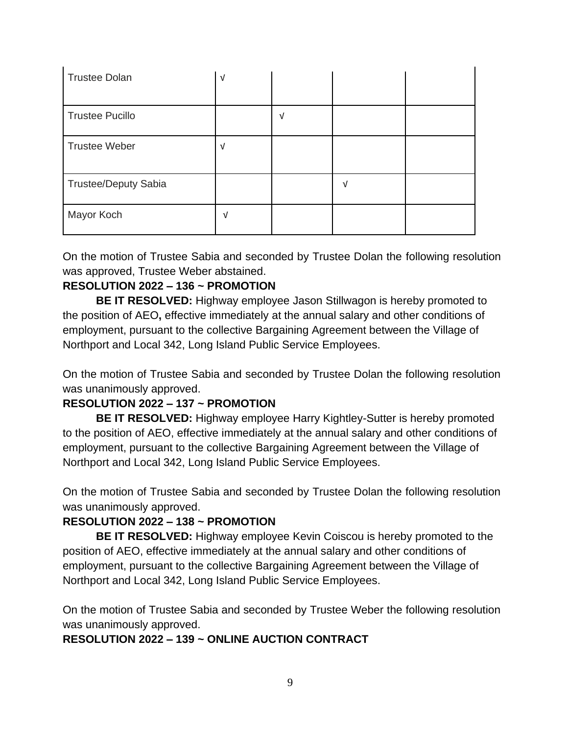| | | | | |
|---|---|---|---|---|
| Trustee Dolan | √ | | | |
| Trustee Pucillo | | √ | | |
| Trustee Weber | √ | | | |
| Trustee/Deputy Sabia | | | √ | |
| Mayor Koch | √ | | | |

On the motion of Trustee Sabia and seconded by Trustee Dolan the following resolution was approved, Trustee Weber abstained.

**RESOLUTION 2022 – 136 ~ PROMOTION**

**BE IT RESOLVED:** Highway employee Jason Stillwagon is hereby promoted to the position of AEO**,** effective immediately at the annual salary and other conditions of employment, pursuant to the collective Bargaining Agreement between the Village of Northport and Local 342, Long Island Public Service Employees.

On the motion of Trustee Sabia and seconded by Trustee Dolan the following resolution was unanimously approved.

**RESOLUTION 2022 – 137 ~ PROMOTION**

**BE IT RESOLVED:** Highway employee Harry Kightley-Sutter is hereby promoted to the position of AEO, effective immediately at the annual salary and other conditions of employment, pursuant to the collective Bargaining Agreement between the Village of Northport and Local 342, Long Island Public Service Employees.

On the motion of Trustee Sabia and seconded by Trustee Dolan the following resolution was unanimously approved.

**RESOLUTION 2022 – 138 ~ PROMOTION**

**BE IT RESOLVED:** Highway employee Kevin Coiscou is hereby promoted to the position of AEO, effective immediately at the annual salary and other conditions of employment, pursuant to the collective Bargaining Agreement between the Village of Northport and Local 342, Long Island Public Service Employees.

On the motion of Trustee Sabia and seconded by Trustee Weber the following resolution was unanimously approved.

**RESOLUTION 2022 – 139 ~ ONLINE AUCTION CONTRACT**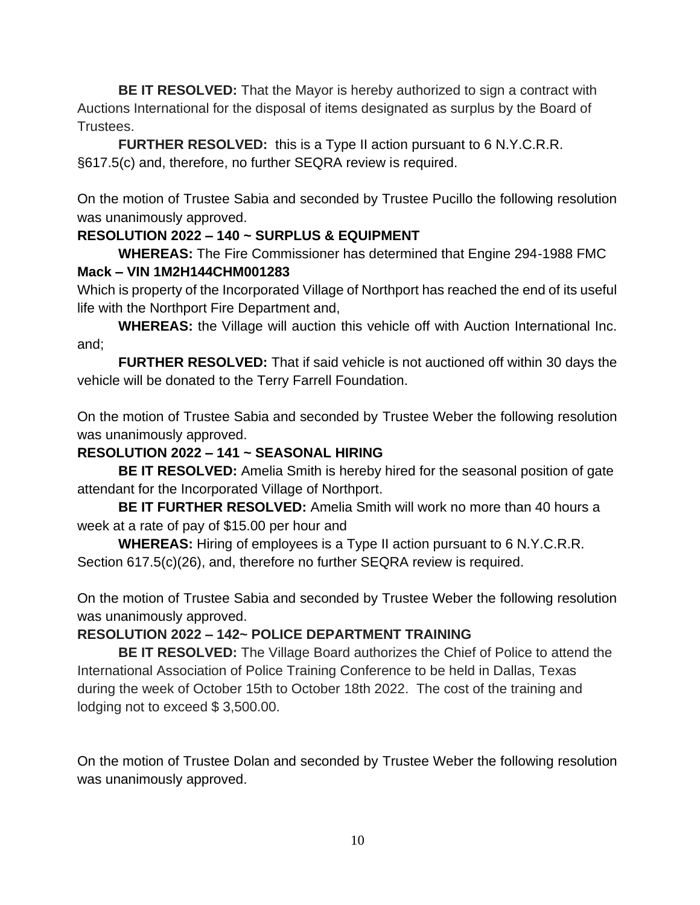**BE IT RESOLVED:** That the Mayor is hereby authorized to sign a contract with Auctions International for the disposal of items designated as surplus by the Board of Trustees.

**FURTHER RESOLVED:** this is a Type II action pursuant to 6 N.Y.C.R.R. §617.5(c) and, therefore, no further SEQRA review is required.

On the motion of Trustee Sabia and seconded by Trustee Pucillo the following resolution was unanimously approved.

**RESOLUTION 2022 – 140 ~ SURPLUS & EQUIPMENT**

**WHEREAS:** The Fire Commissioner has determined that Engine 294-1988 FMC **Mack – VIN 1M2H144CHM001283**

Which is property of the Incorporated Village of Northport has reached the end of its useful life with the Northport Fire Department and,

**WHEREAS:** the Village will auction this vehicle off with Auction International Inc. and;

**FURTHER RESOLVED:** That if said vehicle is not auctioned off within 30 days the vehicle will be donated to the Terry Farrell Foundation.

On the motion of Trustee Sabia and seconded by Trustee Weber the following resolution was unanimously approved.

**RESOLUTION 2022 – 141 ~ SEASONAL HIRING**

**BE IT RESOLVED:** Amelia Smith is hereby hired for the seasonal position of gate attendant for the Incorporated Village of Northport.

**BE IT FURTHER RESOLVED:** Amelia Smith will work no more than 40 hours a week at a rate of pay of $15.00 per hour and

**WHEREAS:** Hiring of employees is a Type II action pursuant to 6 N.Y.C.R.R. Section 617.5(c)(26), and, therefore no further SEQRA review is required.

On the motion of Trustee Sabia and seconded by Trustee Weber the following resolution was unanimously approved.

**RESOLUTION 2022 – 142~ POLICE DEPARTMENT TRAINING**

**BE IT RESOLVED:** The Village Board authorizes the Chief of Police to attend the International Association of Police Training Conference to be held in Dallas, Texas during the week of October 15th to October 18th 2022. The cost of the training and lodging not to exceed $ 3,500.00.

On the motion of Trustee Dolan and seconded by Trustee Weber the following resolution was unanimously approved.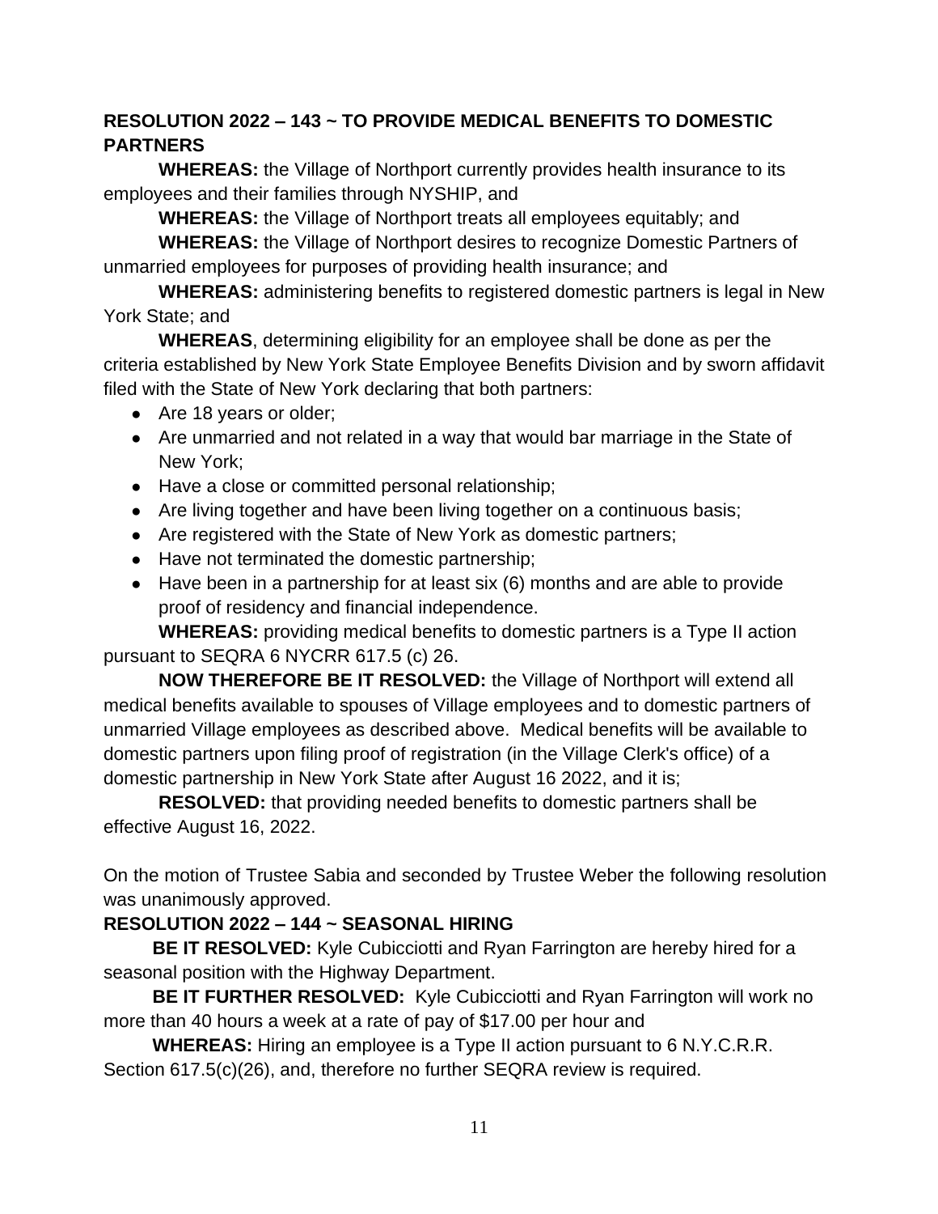**RESOLUTION 2022 – 143 ~ TO PROVIDE MEDICAL BENEFITS TO DOMESTIC PARTNERS**

**WHEREAS:** the Village of Northport currently provides health insurance to its employees and their families through NYSHIP, and

**WHEREAS:** the Village of Northport treats all employees equitably; and

**WHEREAS:** the Village of Northport desires to recognize Domestic Partners of unmarried employees for purposes of providing health insurance; and

**WHEREAS:** administering benefits to registered domestic partners is legal in New York State; and

**WHEREAS**, determining eligibility for an employee shall be done as per the criteria established by New York State Employee Benefits Division and by sworn affidavit filed with the State of New York declaring that both partners:

- Are 18 years or older;
- Are unmarried and not related in a way that would bar marriage in the State of New York;
- Have a close or committed personal relationship;
- Are living together and have been living together on a continuous basis;
- Are registered with the State of New York as domestic partners;
- Have not terminated the domestic partnership;
- Have been in a partnership for at least six (6) months and are able to provide proof of residency and financial independence.

**WHEREAS:** providing medical benefits to domestic partners is a Type II action pursuant to SEQRA 6 NYCRR 617.5 (c) 26.

**NOW THEREFORE BE IT RESOLVED:** the Village of Northport will extend all medical benefits available to spouses of Village employees and to domestic partners of unmarried Village employees as described above. Medical benefits will be available to domestic partners upon filing proof of registration (in the Village Clerk's office) of a domestic partnership in New York State after August 16 2022, and it is;

**RESOLVED:** that providing needed benefits to domestic partners shall be effective August 16, 2022.

On the motion of Trustee Sabia and seconded by Trustee Weber the following resolution was unanimously approved.

**RESOLUTION 2022 – 144 ~ SEASONAL HIRING**

**BE IT RESOLVED:** Kyle Cubicciotti and Ryan Farrington are hereby hired for a seasonal position with the Highway Department.

**BE IT FURTHER RESOLVED:** Kyle Cubicciotti and Ryan Farrington will work no more than 40 hours a week at a rate of pay of $17.00 per hour and

**WHEREAS:** Hiring an employee is a Type II action pursuant to 6 N.Y.C.R.R. Section 617.5(c)(26), and, therefore no further SEQRA review is required.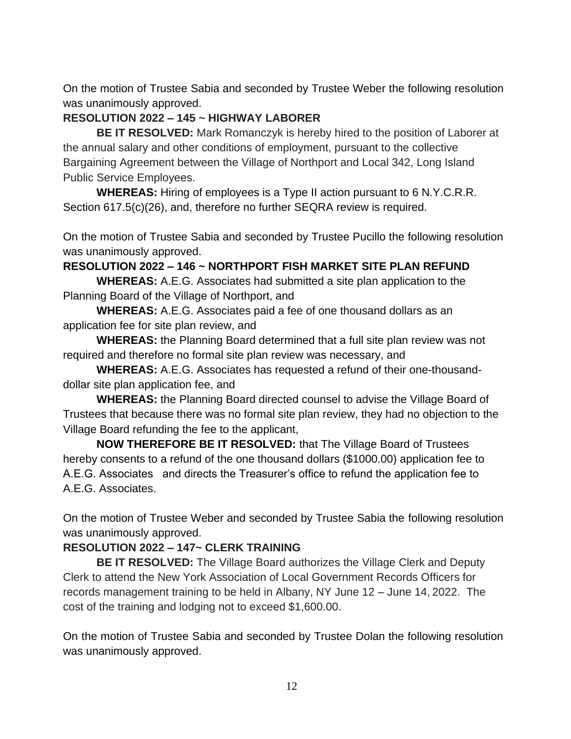On the motion of Trustee Sabia and seconded by Trustee Weber the following resolution was unanimously approved.

**RESOLUTION 2022 – 145 ~ HIGHWAY LABORER**

**BE IT RESOLVED:** Mark Romanczyk is hereby hired to the position of Laborer at the annual salary and other conditions of employment, pursuant to the collective Bargaining Agreement between the Village of Northport and Local 342, Long Island Public Service Employees.

**WHEREAS:** Hiring of employees is a Type II action pursuant to 6 N.Y.C.R.R. Section 617.5(c)(26), and, therefore no further SEQRA review is required.

On the motion of Trustee Sabia and seconded by Trustee Pucillo the following resolution was unanimously approved.

**RESOLUTION 2022 – 146 ~ NORTHPORT FISH MARKET SITE PLAN REFUND**

**WHEREAS:** A.E.G. Associates had submitted a site plan application to the Planning Board of the Village of Northport, and

**WHEREAS:** A.E.G. Associates paid a fee of one thousand dollars as an application fee for site plan review, and

**WHEREAS:** the Planning Board determined that a full site plan review was not required and therefore no formal site plan review was necessary, and

**WHEREAS:** A.E.G. Associates has requested a refund of their one-thousand-dollar site plan application fee, and

**WHEREAS:** the Planning Board directed counsel to advise the Village Board of Trustees that because there was no formal site plan review, they had no objection to the Village Board refunding the fee to the applicant,

**NOW THEREFORE BE IT RESOLVED:** that The Village Board of Trustees hereby consents to a refund of the one thousand dollars ($1000.00) application fee to A.E.G. Associates and directs the Treasurer's office to refund the application fee to A.E.G. Associates.

On the motion of Trustee Weber and seconded by Trustee Sabia the following resolution was unanimously approved.

**RESOLUTION 2022 – 147~ CLERK TRAINING**

**BE IT RESOLVED:** The Village Board authorizes the Village Clerk and Deputy Clerk to attend the New York Association of Local Government Records Officers for records management training to be held in Albany, NY June 12 – June 14, 2022. The cost of the training and lodging not to exceed $1,600.00.

On the motion of Trustee Sabia and seconded by Trustee Dolan the following resolution was unanimously approved.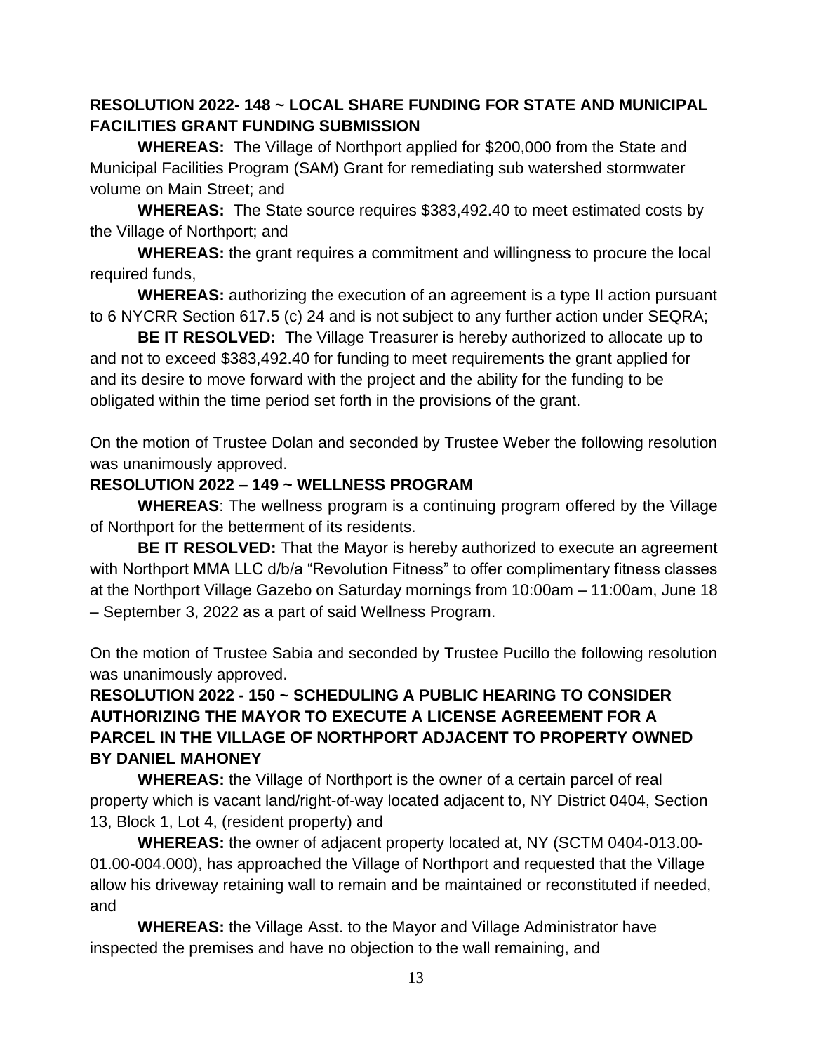**RESOLUTION 2022- 148 ~ LOCAL SHARE FUNDING FOR STATE AND MUNICIPAL FACILITIES GRANT FUNDING SUBMISSION**

**WHEREAS:** The Village of Northport applied for $200,000 from the State and Municipal Facilities Program (SAM) Grant for remediating sub watershed stormwater volume on Main Street; and

**WHEREAS:** The State source requires $383,492.40 to meet estimated costs by the Village of Northport; and

**WHEREAS:** the grant requires a commitment and willingness to procure the local required funds,

**WHEREAS:** authorizing the execution of an agreement is a type II action pursuant to 6 NYCRR Section 617.5 (c) 24 and is not subject to any further action under SEQRA;

**BE IT RESOLVED:** The Village Treasurer is hereby authorized to allocate up to and not to exceed $383,492.40 for funding to meet requirements the grant applied for and its desire to move forward with the project and the ability for the funding to be obligated within the time period set forth in the provisions of the grant.

On the motion of Trustee Dolan and seconded by Trustee Weber the following resolution was unanimously approved.

**RESOLUTION 2022 – 149 ~ WELLNESS PROGRAM**

**WHEREAS**: The wellness program is a continuing program offered by the Village of Northport for the betterment of its residents.

**BE IT RESOLVED:** That the Mayor is hereby authorized to execute an agreement with Northport MMA LLC d/b/a "Revolution Fitness" to offer complimentary fitness classes at the Northport Village Gazebo on Saturday mornings from 10:00am – 11:00am, June 18 – September 3, 2022 as a part of said Wellness Program.

On the motion of Trustee Sabia and seconded by Trustee Pucillo the following resolution was unanimously approved.

**RESOLUTION 2022 - 150 ~ SCHEDULING A PUBLIC HEARING TO CONSIDER AUTHORIZING THE MAYOR TO EXECUTE A LICENSE AGREEMENT FOR A PARCEL IN THE VILLAGE OF NORTHPORT ADJACENT TO PROPERTY OWNED BY DANIEL MAHONEY**

**WHEREAS:** the Village of Northport is the owner of a certain parcel of real property which is vacant land/right-of-way located adjacent to, NY District 0404, Section 13, Block 1, Lot 4, (resident property) and

**WHEREAS:** the owner of adjacent property located at, NY (SCTM 0404-013.00-01.00-004.000), has approached the Village of Northport and requested that the Village allow his driveway retaining wall to remain and be maintained or reconstituted if needed, and

**WHEREAS:** the Village Asst. to the Mayor and Village Administrator have inspected the premises and have no objection to the wall remaining, and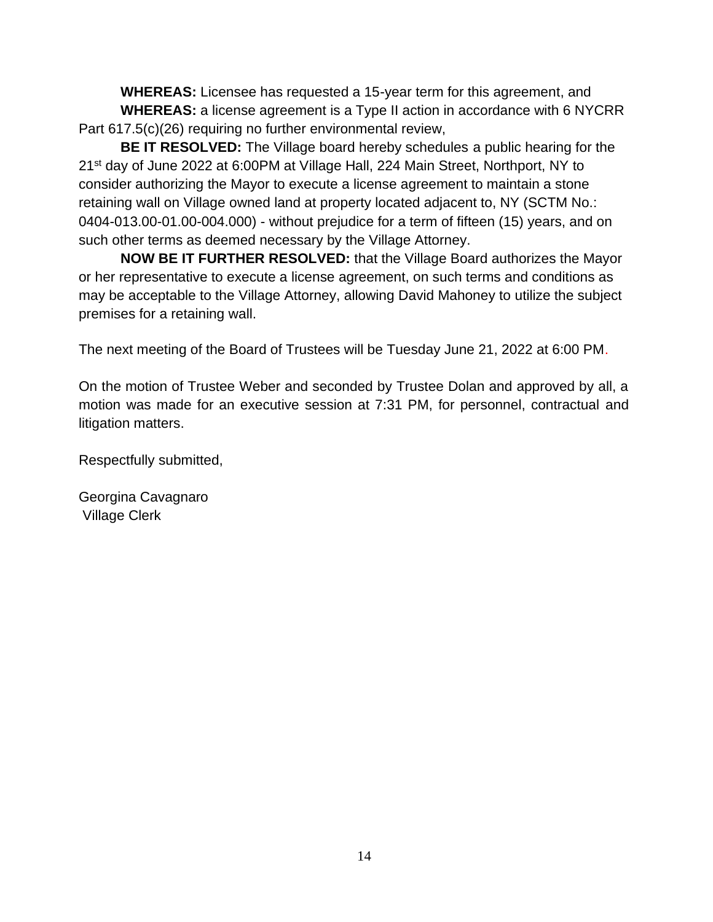**WHEREAS:** Licensee has requested a 15-year term for this agreement, and

**WHEREAS:** a license agreement is a Type II action in accordance with 6 NYCRR Part 617.5(c)(26) requiring no further environmental review,

**BE IT RESOLVED:** The Village board hereby schedules a public hearing for the 21st day of June 2022 at 6:00PM at Village Hall, 224 Main Street, Northport, NY to consider authorizing the Mayor to execute a license agreement to maintain a stone retaining wall on Village owned land at property located adjacent to, NY (SCTM No.: 0404-013.00-01.00-004.000) - without prejudice for a term of fifteen (15) years, and on such other terms as deemed necessary by the Village Attorney.

**NOW BE IT FURTHER RESOLVED:** that the Village Board authorizes the Mayor or her representative to execute a license agreement, on such terms and conditions as may be acceptable to the Village Attorney, allowing David Mahoney to utilize the subject premises for a retaining wall.

The next meeting of the Board of Trustees will be Tuesday June 21, 2022 at 6:00 PM.

On the motion of Trustee Weber and seconded by Trustee Dolan and approved by all, a motion was made for an executive session at 7:31 PM, for personnel, contractual and litigation matters.

Respectfully submitted,

Georgina Cavagnaro
Village Clerk